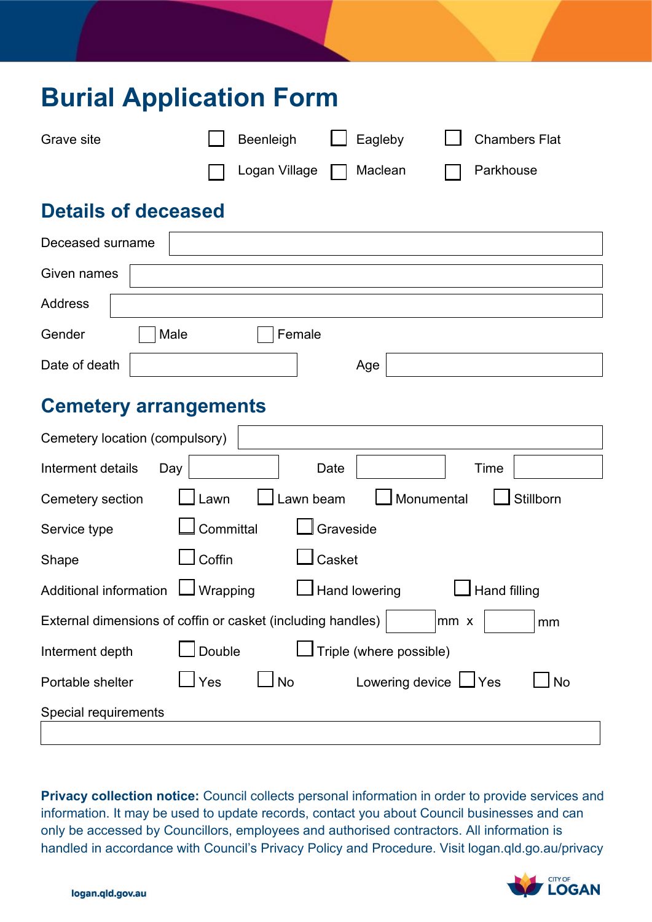# Burial Application Form

Grave site ☐ Beenleigh ☐ Eagleby ☐ Chambers Flat ☐ Logan Village ☐ Maclean ☐ Parkhouse

## Details of deceased

Deceased surname

Given names

Address

Gender ☐ Male ☐ Female

Date of death | Age

## Cemetery arrangements

Cemetery location (compulsory)

Interment details | Day | Date | Time

Cemetery section ☐ Lawn ☐ Lawn beam ☐ Monumental ☐ Stillborn

Service type ☐ Committal ☐ Graveside

Shape ☐ Coffin ☐ Casket

Additional information ☐ Wrapping ☐ Hand lowering ☐ Hand filling

External dimensions of coffin or casket (including handles) ____ mm x ____ mm

Interment depth ☐ Double ☐ Triple (where possible)

Portable shelter ☐ Yes ☐ No Lowering device ☐ Yes ☐ No

Special requirements

**Privacy collection notice:** Council collects personal information in order to provide services and information. It may be used to update records, contact you about Council businesses and can only be accessed by Councillors, employees and authorised contractors. All information is handled in accordance with Council's Privacy Policy and Procedure. Visit logan.qld.go.au/privacy

logan.qld.gov.au

CITY OF LOGAN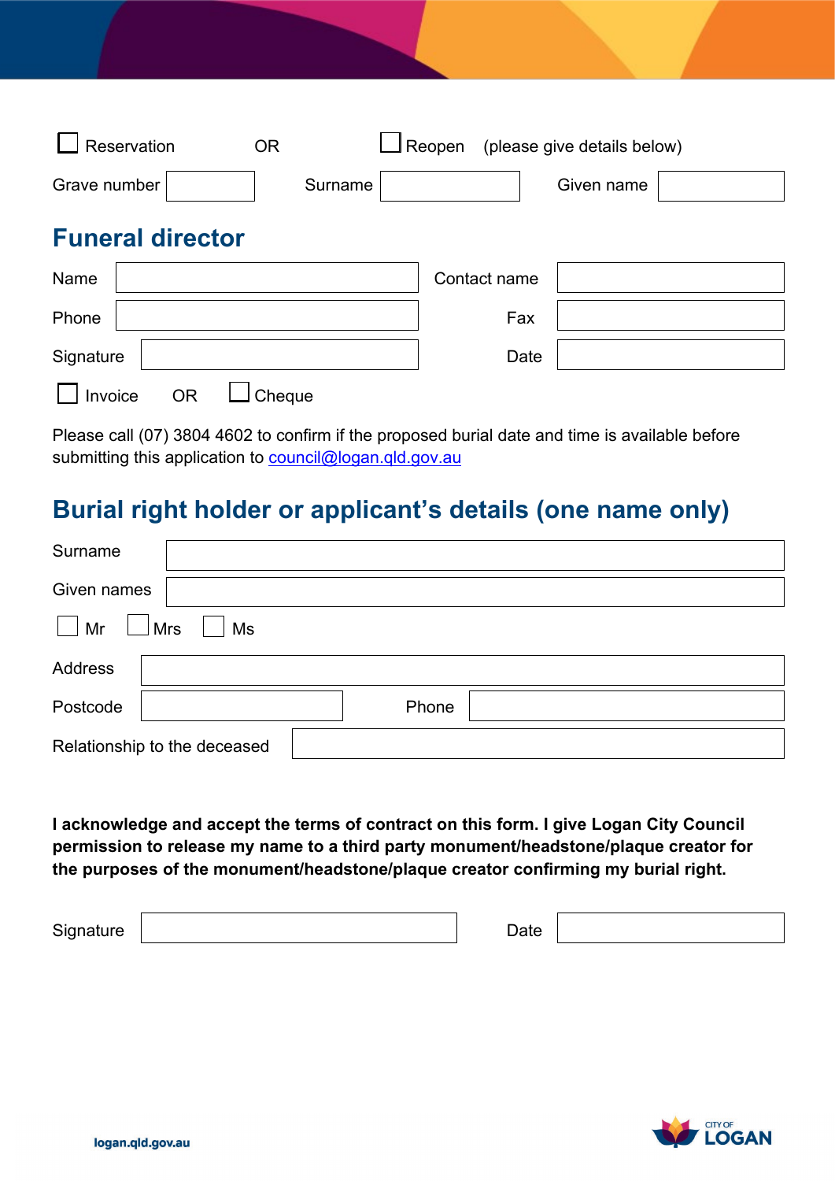☐ Reservation OR ☐ Reopen (please give details below)

| Grave number | | Surname | | Given name | |
|---|---|---|---|---|---|

## Funeral director

| Name | | Contact name | |
|---|---|---|---|
| Phone | | Fax | |
| Signature | | Date | |

☐ Invoice OR ☐ Cheque

Please call (07) 3804 4602 to confirm if the proposed burial date and time is available before submitting this application to council@logan.qld.gov.au

## Burial right holder or applicant's details (one name only)

| Surname | |
|---|---|
| Given names | |

☐ Mr ☐ Mrs ☐ Ms

| Address | | | |
|---|---|---|---|
| Postcode | | Phone | |

| Relationship to the deceased | |
|---|---|

**I acknowledge and accept the terms of contract on this form. I give Logan City Council permission to release my name to a third party monument/headstone/plaque creator for the purposes of the monument/headstone/plaque creator confirming my burial right.**

| Signature | | Date | |
|---|---|---|---|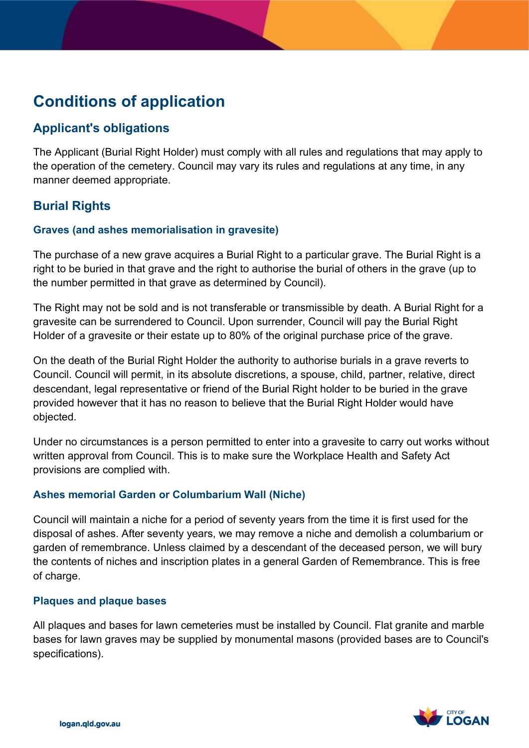# Conditions of application

## Applicant's obligations

The Applicant (Burial Right Holder) must comply with all rules and regulations that may apply to the operation of the cemetery. Council may vary its rules and regulations at any time, in any manner deemed appropriate.

## Burial Rights

### Graves (and ashes memorialisation in gravesite)

The purchase of a new grave acquires a Burial Right to a particular grave. The Burial Right is a right to be buried in that grave and the right to authorise the burial of others in the grave (up to the number permitted in that grave as determined by Council).

The Right may not be sold and is not transferable or transmissible by death. A Burial Right for a gravesite can be surrendered to Council. Upon surrender, Council will pay the Burial Right Holder of a gravesite or their estate up to 80% of the original purchase price of the grave.

On the death of the Burial Right Holder the authority to authorise burials in a grave reverts to Council. Council will permit, in its absolute discretions, a spouse, child, partner, relative, direct descendant, legal representative or friend of the Burial Right holder to be buried in the grave provided however that it has no reason to believe that the Burial Right Holder would have objected.

Under no circumstances is a person permitted to enter into a gravesite to carry out works without written approval from Council. This is to make sure the Workplace Health and Safety Act provisions are complied with.

### Ashes memorial Garden or Columbarium Wall (Niche)

Council will maintain a niche for a period of seventy years from the time it is first used for the disposal of ashes. After seventy years, we may remove a niche and demolish a columbarium or garden of remembrance. Unless claimed by a descendant of the deceased person, we will bury the contents of niches and inscription plates in a general Garden of Remembrance. This is free of charge.

### Plaques and plaque bases

All plaques and bases for lawn cemeteries must be installed by Council. Flat granite and marble bases for lawn graves may be supplied by monumental masons (provided bases are to Council's specifications).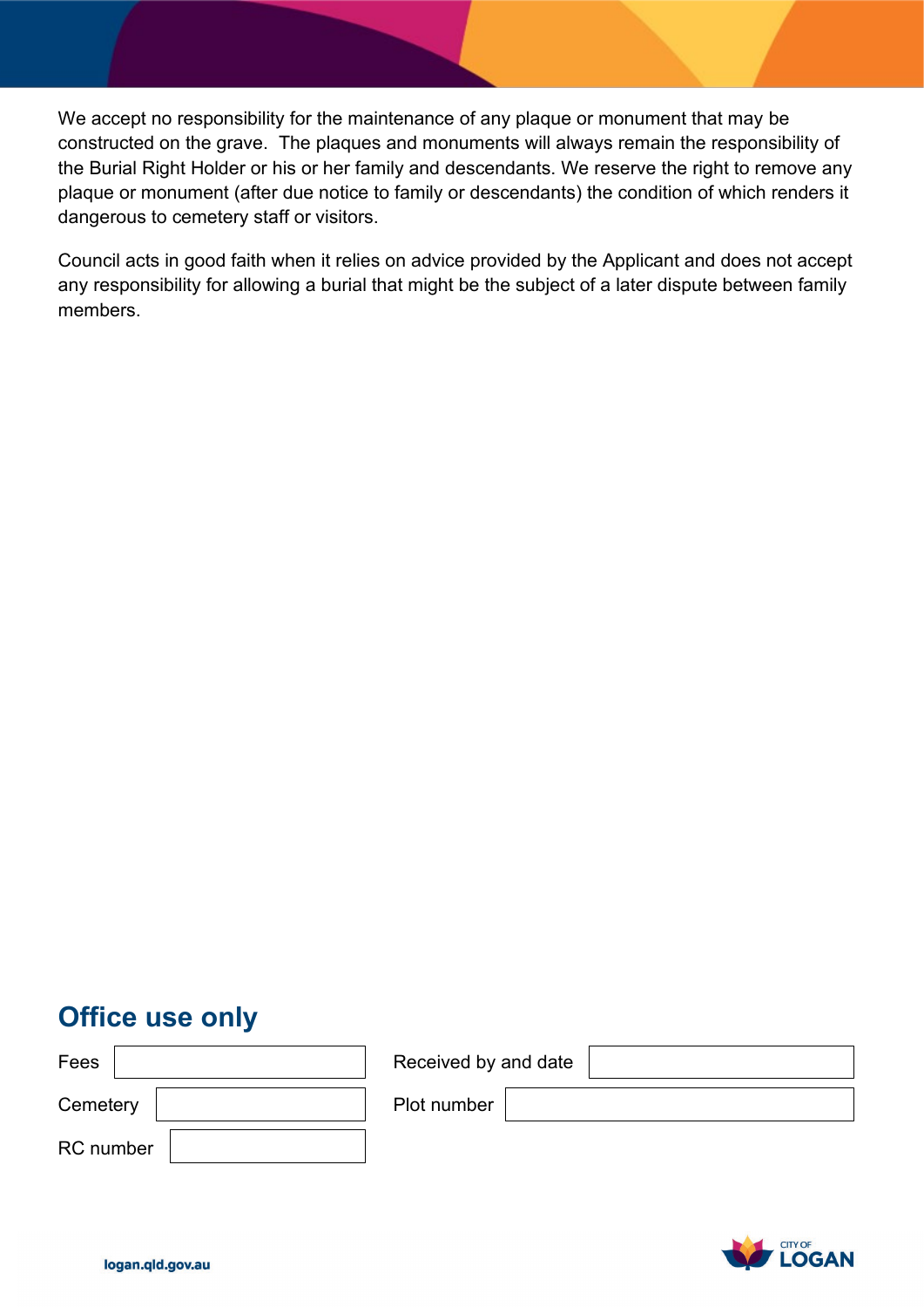We accept no responsibility for the maintenance of any plaque or monument that may be constructed on the grave. The plaques and monuments will always remain the responsibility of the Burial Right Holder or his or her family and descendants. We reserve the right to remove any plaque or monument (after due notice to family or descendants) the condition of which renders it dangerous to cemetery staff or visitors.

Council acts in good faith when it relies on advice provided by the Applicant and does not accept any responsibility for allowing a burial that might be the subject of a later dispute between family members.

## Office use only

| | | | |
|---|---|---|---|
| Fees | | Received by and date | |
| Cemetery | | Plot number | |
| RC number | | | |